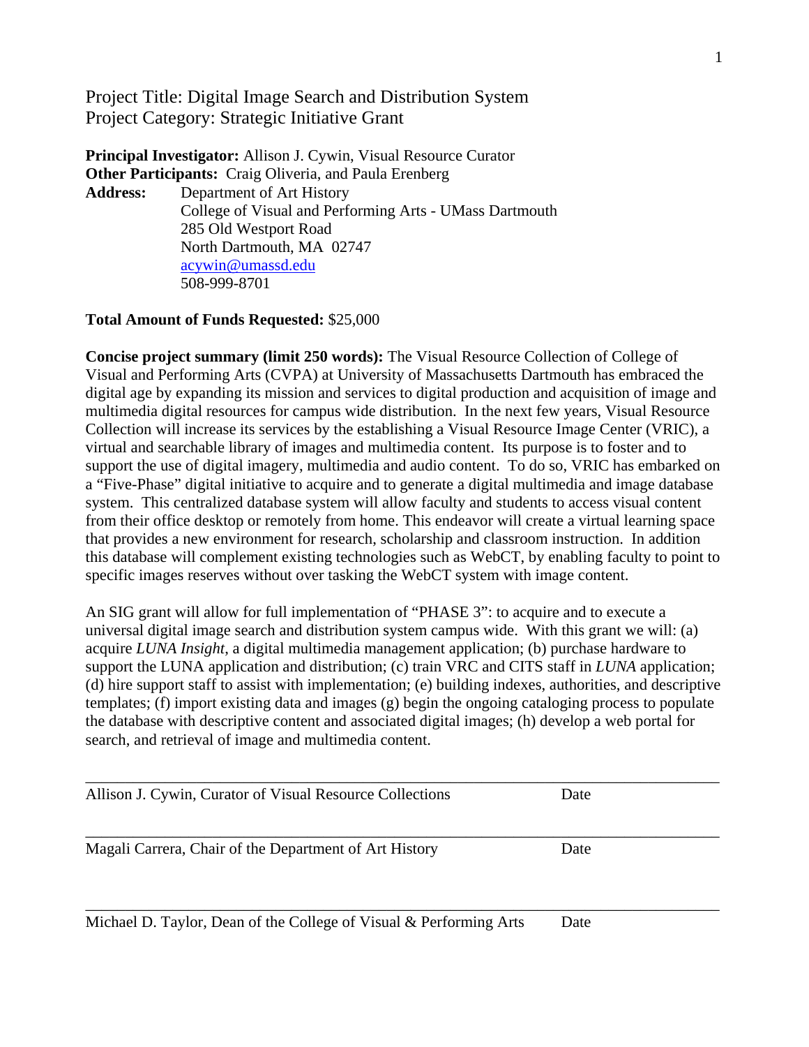Project Title: Digital Image Search and Distribution System
Project Category: Strategic Initiative Grant

**Principal Investigator:** Allison J. Cywin, Visual Resource Curator
**Other Participants:** Craig Oliveria, and Paula Erenberg
**Address:** Department of Art History
College of Visual and Performing Arts - UMass Dartmouth
285 Old Westport Road
North Dartmouth, MA 02747
acywin@umassd.edu
508-999-8701

**Total Amount of Funds Requested:** $25,000

**Concise project summary (limit 250 words):** The Visual Resource Collection of College of Visual and Performing Arts (CVPA) at University of Massachusetts Dartmouth has embraced the digital age by expanding its mission and services to digital production and acquisition of image and multimedia digital resources for campus wide distribution. In the next few years, Visual Resource Collection will increase its services by the establishing a Visual Resource Image Center (VRIC), a virtual and searchable library of images and multimedia content. Its purpose is to foster and to support the use of digital imagery, multimedia and audio content. To do so, VRIC has embarked on a "Five-Phase" digital initiative to acquire and to generate a digital multimedia and image database system. This centralized database system will allow faculty and students to access visual content from their office desktop or remotely from home. This endeavor will create a virtual learning space that provides a new environment for research, scholarship and classroom instruction. In addition this database will complement existing technologies such as WebCT, by enabling faculty to point to specific images reserves without over tasking the WebCT system with image content.

An SIG grant will allow for full implementation of "PHASE 3": to acquire and to execute a universal digital image search and distribution system campus wide. With this grant we will: (a) acquire *LUNA Insight*, a digital multimedia management application; (b) purchase hardware to support the LUNA application and distribution; (c) train VRC and CITS staff in *LUNA* application; (d) hire support staff to assist with implementation; (e) building indexes, authorities, and descriptive templates; (f) import existing data and images (g) begin the ongoing cataloging process to populate the database with descriptive content and associated digital images; (h) develop a web portal for search, and retrieval of image and multimedia content.

______________________________________________________________________
Allison J. Cywin, Curator of Visual Resource Collections Date

______________________________________________________________________
Magali Carrera, Chair of the Department of Art History Date

______________________________________________________________________
Michael D. Taylor, Dean of the College of Visual & Performing Arts Date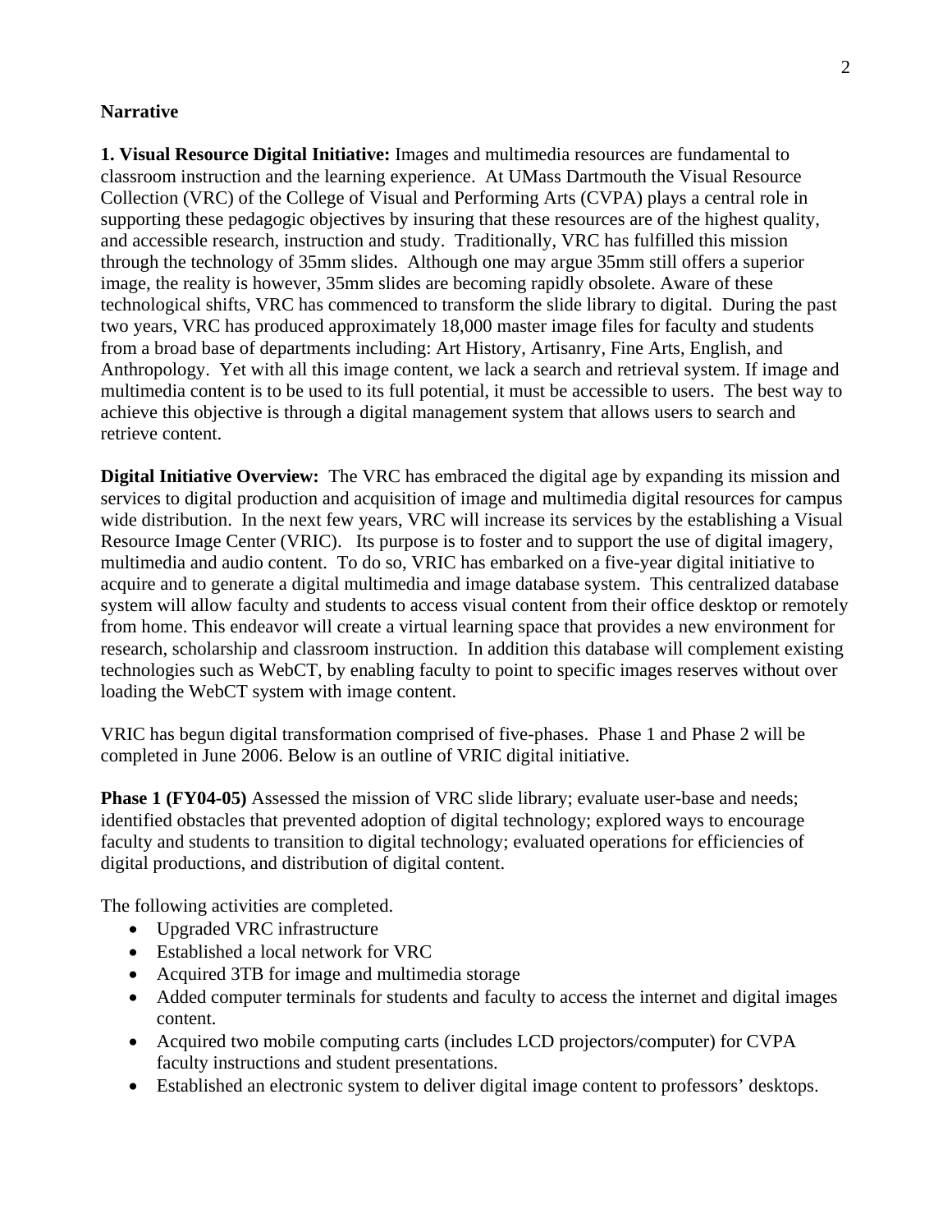**Narrative**

**1. Visual Resource Digital Initiative:** Images and multimedia resources are fundamental to classroom instruction and the learning experience. At UMass Dartmouth the Visual Resource Collection (VRC) of the College of Visual and Performing Arts (CVPA) plays a central role in supporting these pedagogic objectives by insuring that these resources are of the highest quality, and accessible research, instruction and study. Traditionally, VRC has fulfilled this mission through the technology of 35mm slides. Although one may argue 35mm still offers a superior image, the reality is however, 35mm slides are becoming rapidly obsolete. Aware of these technological shifts, VRC has commenced to transform the slide library to digital. During the past two years, VRC has produced approximately 18,000 master image files for faculty and students from a broad base of departments including: Art History, Artisanry, Fine Arts, English, and Anthropology. Yet with all this image content, we lack a search and retrieval system. If image and multimedia content is to be used to its full potential, it must be accessible to users. The best way to achieve this objective is through a digital management system that allows users to search and retrieve content.

**Digital Initiative Overview:** The VRC has embraced the digital age by expanding its mission and services to digital production and acquisition of image and multimedia digital resources for campus wide distribution. In the next few years, VRC will increase its services by the establishing a Visual Resource Image Center (VRIC). Its purpose is to foster and to support the use of digital imagery, multimedia and audio content. To do so, VRIC has embarked on a five-year digital initiative to acquire and to generate a digital multimedia and image database system. This centralized database system will allow faculty and students to access visual content from their office desktop or remotely from home. This endeavor will create a virtual learning space that provides a new environment for research, scholarship and classroom instruction. In addition this database will complement existing technologies such as WebCT, by enabling faculty to point to specific images reserves without over loading the WebCT system with image content.

VRIC has begun digital transformation comprised of five-phases. Phase 1 and Phase 2 will be completed in June 2006. Below is an outline of VRIC digital initiative.

**Phase 1 (FY04-05)** Assessed the mission of VRC slide library; evaluate user-base and needs; identified obstacles that prevented adoption of digital technology; explored ways to encourage faculty and students to transition to digital technology; evaluated operations for efficiencies of digital productions, and distribution of digital content.

The following activities are completed.

- Upgraded VRC infrastructure
- Established a local network for VRC
- Acquired 3TB for image and multimedia storage
- Added computer terminals for students and faculty to access the internet and digital images content.
- Acquired two mobile computing carts (includes LCD projectors/computer) for CVPA faculty instructions and student presentations.
- Established an electronic system to deliver digital image content to professors' desktops.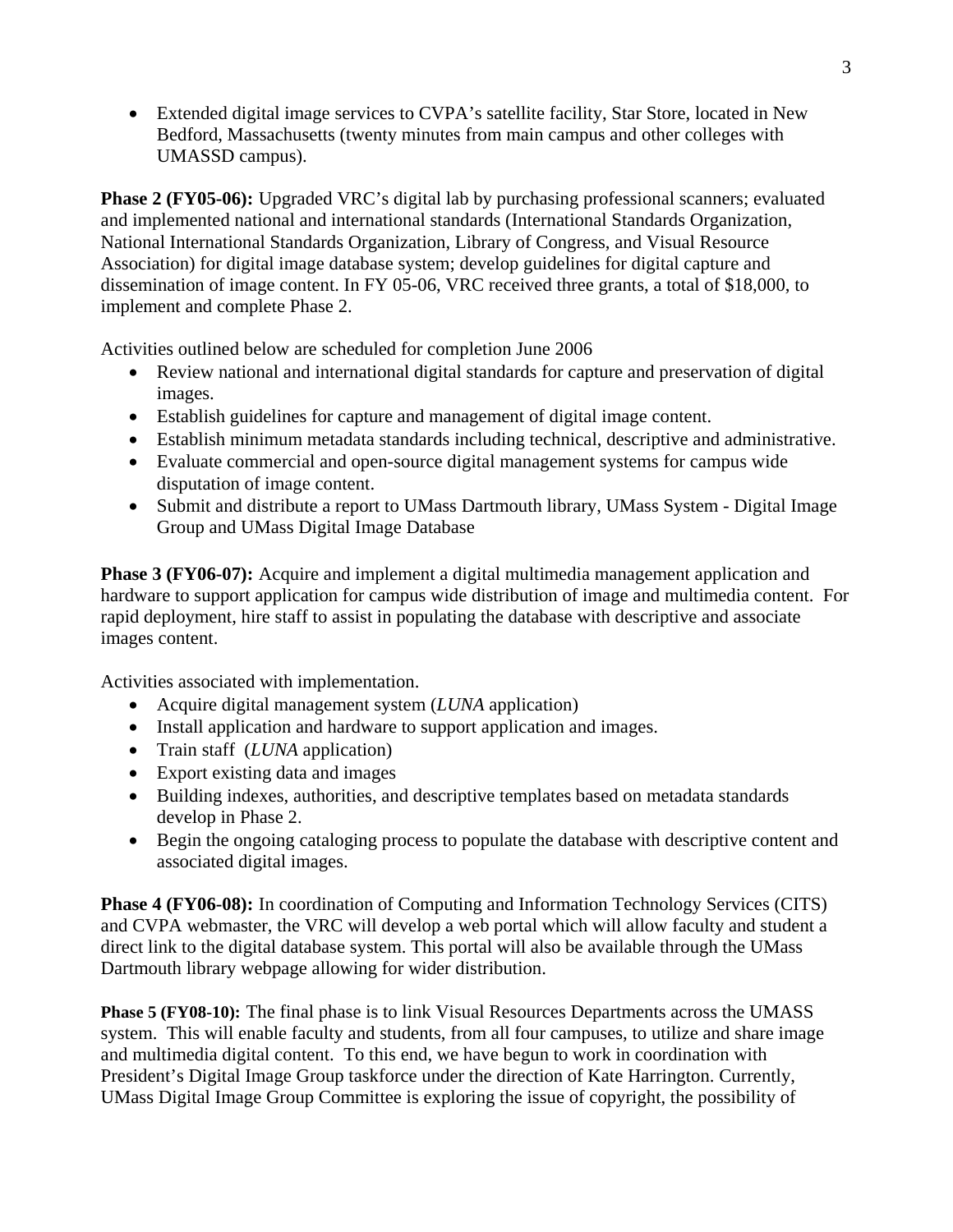- Extended digital image services to CVPA's satellite facility, Star Store, located in New Bedford, Massachusetts (twenty minutes from main campus and other colleges with UMASSD campus).

**Phase 2 (FY05-06):** Upgraded VRC's digital lab by purchasing professional scanners; evaluated and implemented national and international standards (International Standards Organization, National International Standards Organization, Library of Congress, and Visual Resource Association) for digital image database system; develop guidelines for digital capture and dissemination of image content. In FY 05-06, VRC received three grants, a total of $18,000, to implement and complete Phase 2.

Activities outlined below are scheduled for completion June 2006

- Review national and international digital standards for capture and preservation of digital images.
- Establish guidelines for capture and management of digital image content.
- Establish minimum metadata standards including technical, descriptive and administrative.
- Evaluate commercial and open-source digital management systems for campus wide disputation of image content.
- Submit and distribute a report to UMass Dartmouth library, UMass System - Digital Image Group and UMass Digital Image Database

**Phase 3 (FY06-07):** Acquire and implement a digital multimedia management application and hardware to support application for campus wide distribution of image and multimedia content. For rapid deployment, hire staff to assist in populating the database with descriptive and associate images content.

Activities associated with implementation.

- Acquire digital management system (*LUNA* application)
- Install application and hardware to support application and images.
- Train staff (*LUNA* application)
- Export existing data and images
- Building indexes, authorities, and descriptive templates based on metadata standards develop in Phase 2.
- Begin the ongoing cataloging process to populate the database with descriptive content and associated digital images.

**Phase 4 (FY06-08):** In coordination of Computing and Information Technology Services (CITS) and CVPA webmaster, the VRC will develop a web portal which will allow faculty and student a direct link to the digital database system. This portal will also be available through the UMass Dartmouth library webpage allowing for wider distribution.

**Phase 5 (FY08-10):** The final phase is to link Visual Resources Departments across the UMASS system. This will enable faculty and students, from all four campuses, to utilize and share image and multimedia digital content. To this end, we have begun to work in coordination with President's Digital Image Group taskforce under the direction of Kate Harrington. Currently, UMass Digital Image Group Committee is exploring the issue of copyright, the possibility of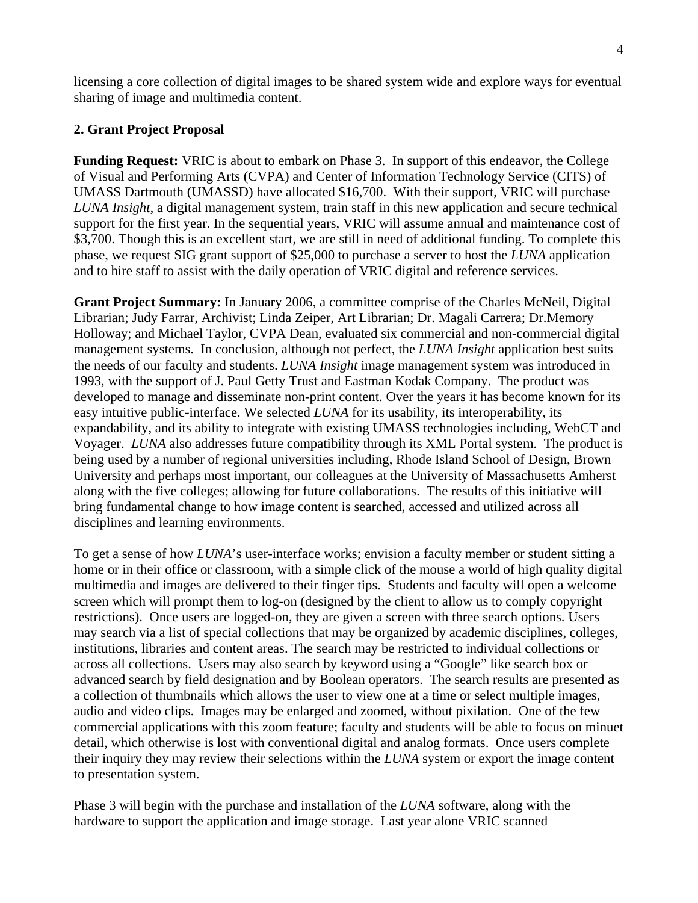licensing a core collection of digital images to be shared system wide and explore ways for eventual sharing of image and multimedia content.

**2. Grant Project Proposal**

**Funding Request:** VRIC is about to embark on Phase 3. In support of this endeavor, the College of Visual and Performing Arts (CVPA) and Center of Information Technology Service (CITS) of UMASS Dartmouth (UMASSD) have allocated $16,700. With their support, VRIC will purchase *LUNA Insight*, a digital management system, train staff in this new application and secure technical support for the first year. In the sequential years, VRIC will assume annual and maintenance cost of $3,700. Though this is an excellent start, we are still in need of additional funding. To complete this phase, we request SIG grant support of $25,000 to purchase a server to host the *LUNA* application and to hire staff to assist with the daily operation of VRIC digital and reference services.

**Grant Project Summary:** In January 2006, a committee comprise of the Charles McNeil, Digital Librarian; Judy Farrar, Archivist; Linda Zeiper, Art Librarian; Dr. Magali Carrera; Dr.Memory Holloway; and Michael Taylor, CVPA Dean, evaluated six commercial and non-commercial digital management systems. In conclusion, although not perfect, the *LUNA Insight* application best suits the needs of our faculty and students. *LUNA Insight* image management system was introduced in 1993, with the support of J. Paul Getty Trust and Eastman Kodak Company. The product was developed to manage and disseminate non-print content. Over the years it has become known for its easy intuitive public-interface. We selected *LUNA* for its usability, its interoperability, its expandability, and its ability to integrate with existing UMASS technologies including, WebCT and Voyager. *LUNA* also addresses future compatibility through its XML Portal system. The product is being used by a number of regional universities including, Rhode Island School of Design, Brown University and perhaps most important, our colleagues at the University of Massachusetts Amherst along with the five colleges; allowing for future collaborations. The results of this initiative will bring fundamental change to how image content is searched, accessed and utilized across all disciplines and learning environments.

To get a sense of how *LUNA*'s user-interface works; envision a faculty member or student sitting a home or in their office or classroom, with a simple click of the mouse a world of high quality digital multimedia and images are delivered to their finger tips. Students and faculty will open a welcome screen which will prompt them to log-on (designed by the client to allow us to comply copyright restrictions). Once users are logged-on, they are given a screen with three search options. Users may search via a list of special collections that may be organized by academic disciplines, colleges, institutions, libraries and content areas. The search may be restricted to individual collections or across all collections. Users may also search by keyword using a "Google" like search box or advanced search by field designation and by Boolean operators. The search results are presented as a collection of thumbnails which allows the user to view one at a time or select multiple images, audio and video clips. Images may be enlarged and zoomed, without pixilation. One of the few commercial applications with this zoom feature; faculty and students will be able to focus on minuet detail, which otherwise is lost with conventional digital and analog formats. Once users complete their inquiry they may review their selections within the *LUNA* system or export the image content to presentation system.

Phase 3 will begin with the purchase and installation of the *LUNA* software, along with the hardware to support the application and image storage. Last year alone VRIC scanned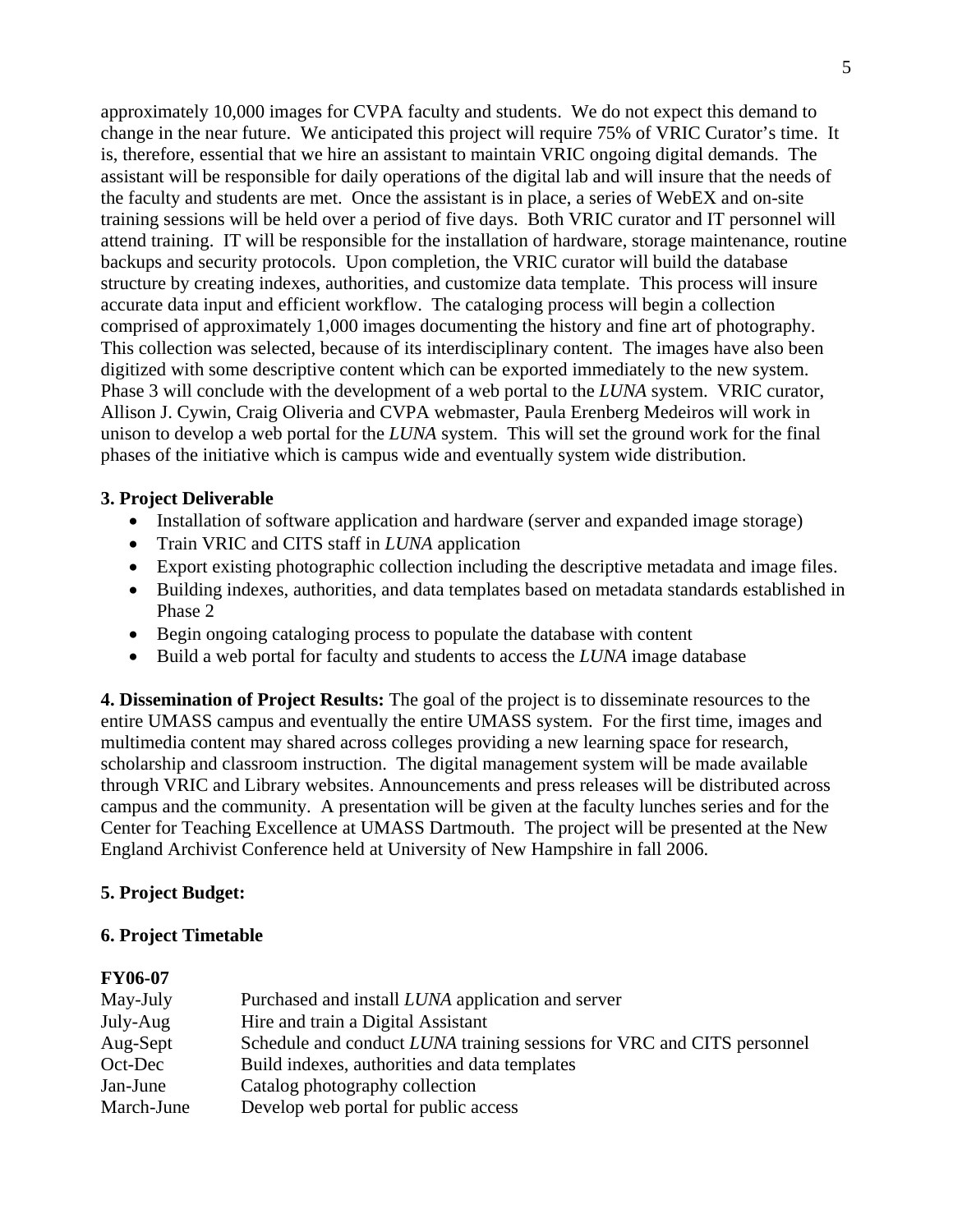approximately 10,000 images for CVPA faculty and students. We do not expect this demand to change in the near future. We anticipated this project will require 75% of VRIC Curator's time. It is, therefore, essential that we hire an assistant to maintain VRIC ongoing digital demands. The assistant will be responsible for daily operations of the digital lab and will insure that the needs of the faculty and students are met. Once the assistant is in place, a series of WebEX and on-site training sessions will be held over a period of five days. Both VRIC curator and IT personnel will attend training. IT will be responsible for the installation of hardware, storage maintenance, routine backups and security protocols. Upon completion, the VRIC curator will build the database structure by creating indexes, authorities, and customize data template. This process will insure accurate data input and efficient workflow. The cataloging process will begin a collection comprised of approximately 1,000 images documenting the history and fine art of photography. This collection was selected, because of its interdisciplinary content. The images have also been digitized with some descriptive content which can be exported immediately to the new system. Phase 3 will conclude with the development of a web portal to the *LUNA* system. VRIC curator, Allison J. Cywin, Craig Oliveria and CVPA webmaster, Paula Erenberg Medeiros will work in unison to develop a web portal for the *LUNA* system. This will set the ground work for the final phases of the initiative which is campus wide and eventually system wide distribution.

**3. Project Deliverable**

- Installation of software application and hardware (server and expanded image storage)
- Train VRIC and CITS staff in *LUNA* application
- Export existing photographic collection including the descriptive metadata and image files.
- Building indexes, authorities, and data templates based on metadata standards established in Phase 2
- Begin ongoing cataloging process to populate the database with content
- Build a web portal for faculty and students to access the *LUNA* image database

**4. Dissemination of Project Results:** The goal of the project is to disseminate resources to the entire UMASS campus and eventually the entire UMASS system. For the first time, images and multimedia content may shared across colleges providing a new learning space for research, scholarship and classroom instruction. The digital management system will be made available through VRIC and Library websites. Announcements and press releases will be distributed across campus and the community. A presentation will be given at the faculty lunches series and for the Center for Teaching Excellence at UMASS Dartmouth. The project will be presented at the New England Archivist Conference held at University of New Hampshire in fall 2006.

**5. Project Budget:**

**6. Project Timetable**

**FY06-07**

| | |
|---|---|
| May-July | Purchased and install *LUNA* application and server |
| July-Aug | Hire and train a Digital Assistant |
| Aug-Sept | Schedule and conduct *LUNA* training sessions for VRC and CITS personnel |
| Oct-Dec | Build indexes, authorities and data templates |
| Jan-June | Catalog photography collection |
| March-June | Develop web portal for public access |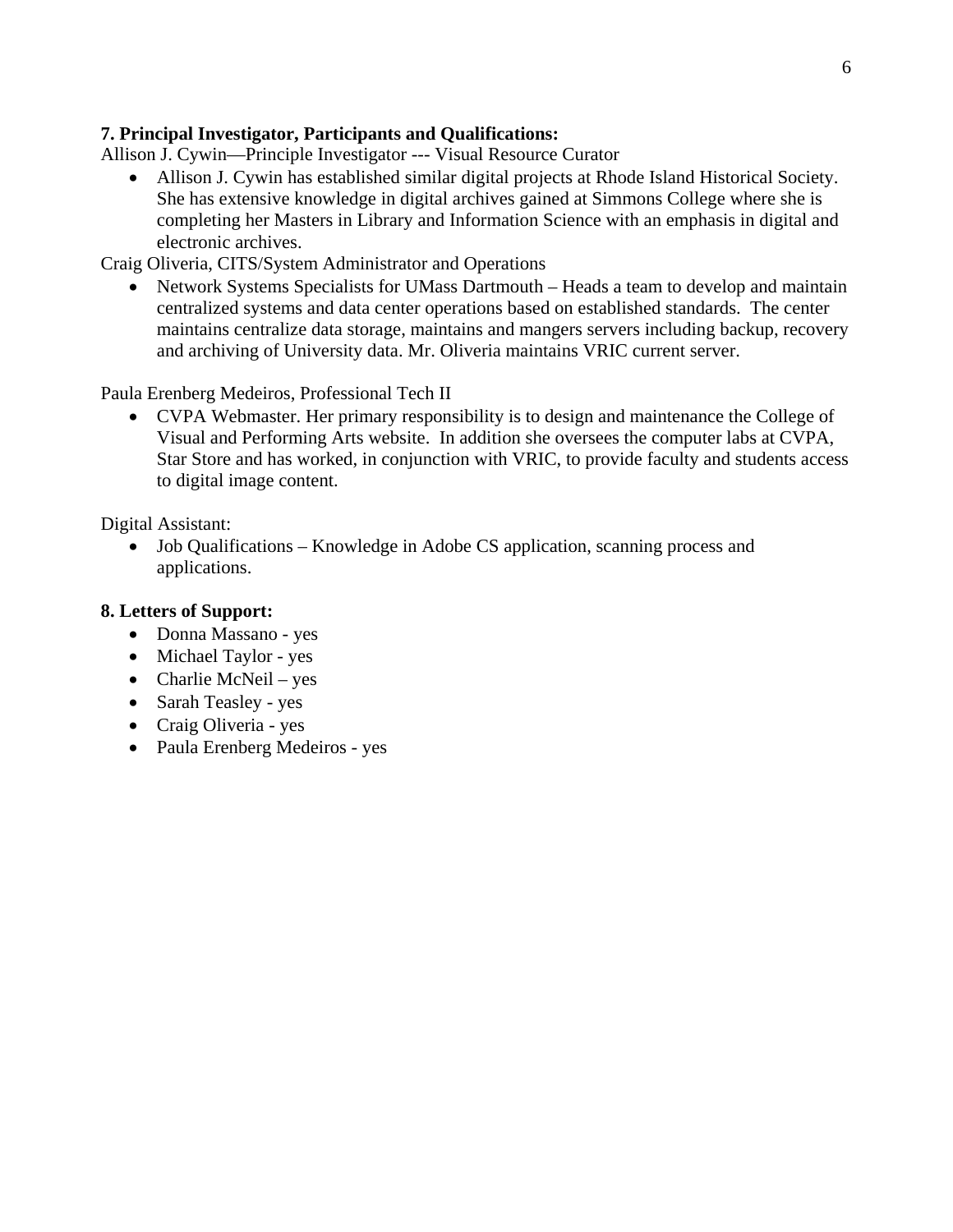**7. Principal Investigator, Participants and Qualifications:**

Allison J. Cywin—Principle Investigator --- Visual Resource Curator

- Allison J. Cywin has established similar digital projects at Rhode Island Historical Society. She has extensive knowledge in digital archives gained at Simmons College where she is completing her Masters in Library and Information Science with an emphasis in digital and electronic archives.

Craig Oliveria, CITS/System Administrator and Operations

- Network Systems Specialists for UMass Dartmouth – Heads a team to develop and maintain centralized systems and data center operations based on established standards. The center maintains centralize data storage, maintains and mangers servers including backup, recovery and archiving of University data. Mr. Oliveria maintains VRIC current server.

Paula Erenberg Medeiros, Professional Tech II

- CVPA Webmaster. Her primary responsibility is to design and maintenance the College of Visual and Performing Arts website. In addition she oversees the computer labs at CVPA, Star Store and has worked, in conjunction with VRIC, to provide faculty and students access to digital image content.

Digital Assistant:

- Job Qualifications – Knowledge in Adobe CS application, scanning process and applications.

**8. Letters of Support:**

- Donna Massano - yes
- Michael Taylor - yes
- Charlie McNeil – yes
- Sarah Teasley - yes
- Craig Oliveria - yes
- Paula Erenberg Medeiros - yes